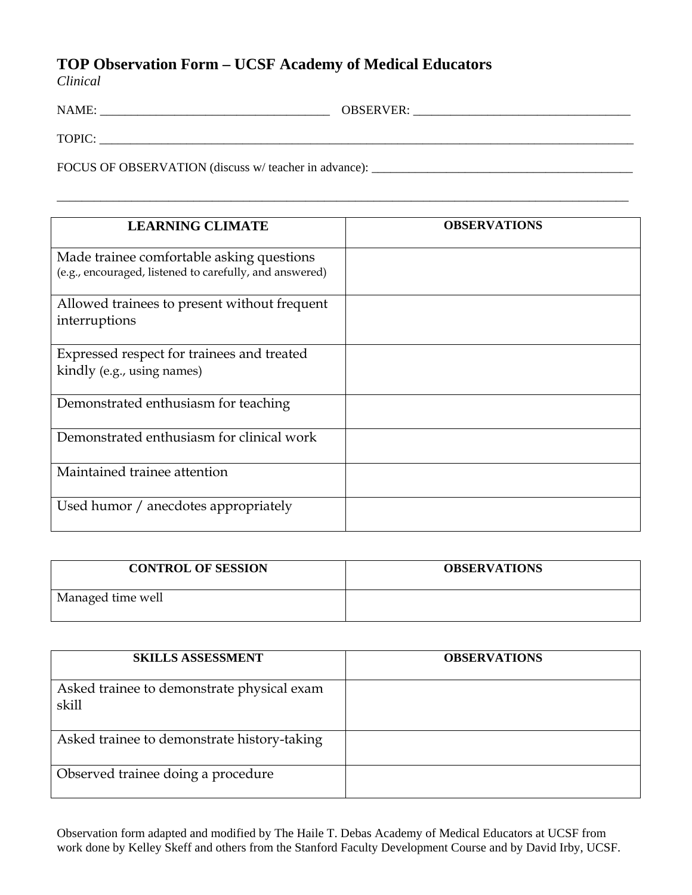# TOP Observation Form – UCSF Academy of Medical Educators

*Clinical*

NAME: ____________________________________ OBSERVER: __________________________________

TOPIC: ______________________________________________________________________________________

FOCUS OF OBSERVATION (discuss w/ teacher in advance): ___________________________________________

______________________________________________________________________________________________

| LEARNING CLIMATE | OBSERVATIONS |
|---|---|
| Made trainee comfortable asking questions (e.g., encouraged, listened to carefully, and answered) | |
| Allowed trainees to present without frequent interruptions | |
| Expressed respect for trainees and treated kindly (e.g., using names) | |
| Demonstrated enthusiasm for teaching | |
| Demonstrated enthusiasm for clinical work | |
| Maintained trainee attention | |
| Used humor / anecdotes appropriately | |

| CONTROL OF SESSION | OBSERVATIONS |
|---|---|
| Managed time well | |

| SKILLS ASSESSMENT | OBSERVATIONS |
|---|---|
| Asked trainee to demonstrate physical exam skill | |
| Asked trainee to demonstrate history-taking | |
| Observed trainee doing a procedure | |

Observation form adapted and modified by The Haile T. Debas Academy of Medical Educators at UCSF from work done by Kelley Skeff and others from the Stanford Faculty Development Course and by David Irby, UCSF.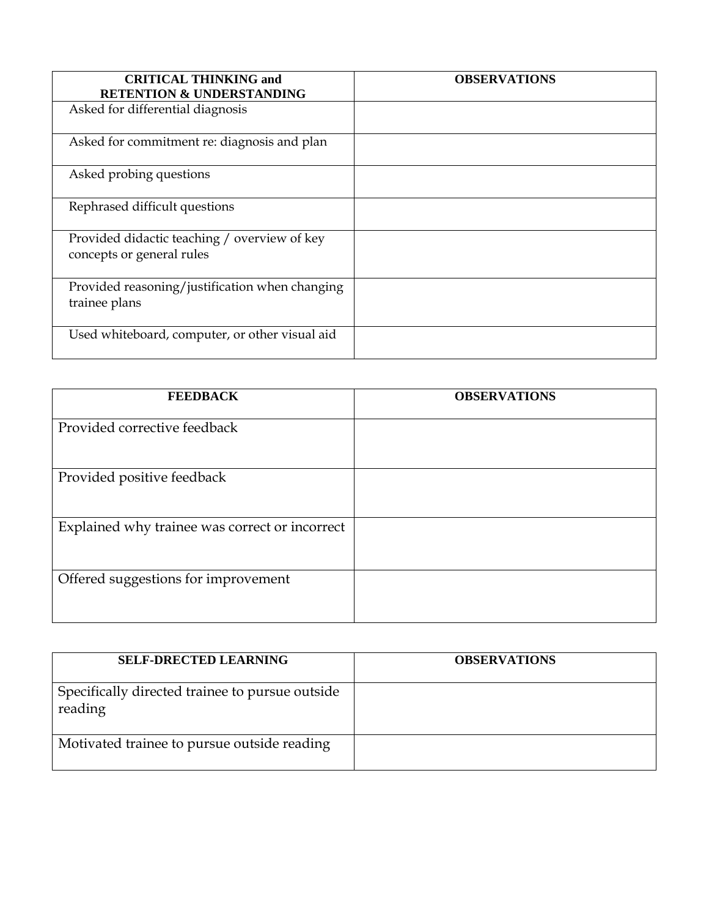| CRITICAL THINKING and RETENTION & UNDERSTANDING | OBSERVATIONS |
| --- | --- |
| Asked for differential diagnosis | |
| Asked for commitment re: diagnosis and plan | |
| Asked probing questions | |
| Rephrased difficult questions | |
| Provided didactic teaching / overview of key concepts or general rules | |
| Provided reasoning/justification when changing trainee plans | |
| Used whiteboard, computer, or other visual aid | |

| FEEDBACK | OBSERVATIONS |
| --- | --- |
| Provided corrective feedback | |
| Provided positive feedback | |
| Explained why trainee was correct or incorrect | |
| Offered suggestions for improvement | |

| SELF-DRECTED LEARNING | OBSERVATIONS |
| --- | --- |
| Specifically directed trainee to pursue outside reading | |
| Motivated trainee to pursue outside reading | |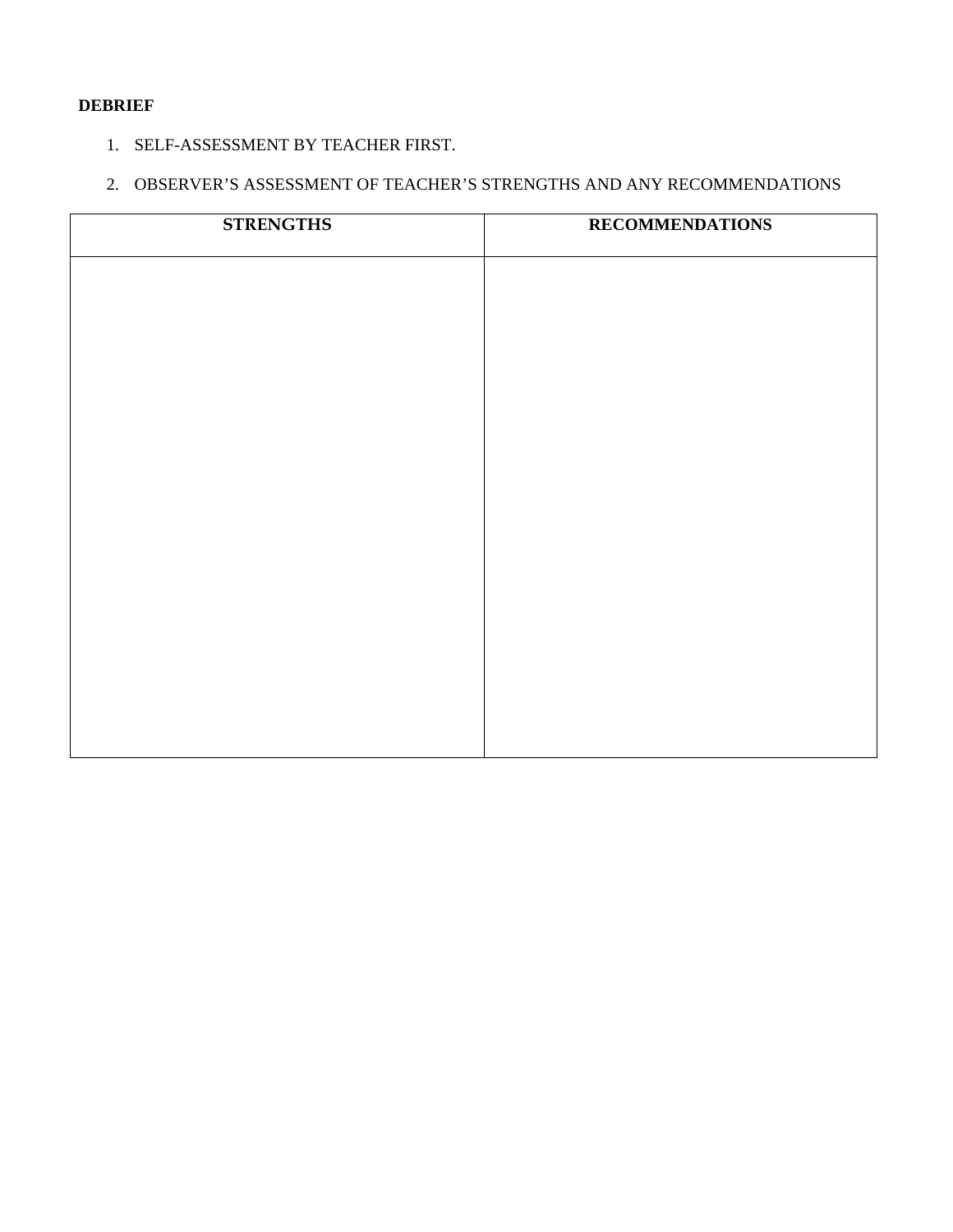**DEBRIEF**

1. SELF-ASSESSMENT BY TEACHER FIRST.

2. OBSERVER'S ASSESSMENT OF TEACHER'S STRENGTHS AND ANY RECOMMENDATIONS

| **STRENGTHS** | **RECOMMENDATIONS** |
|---|---|
| | |